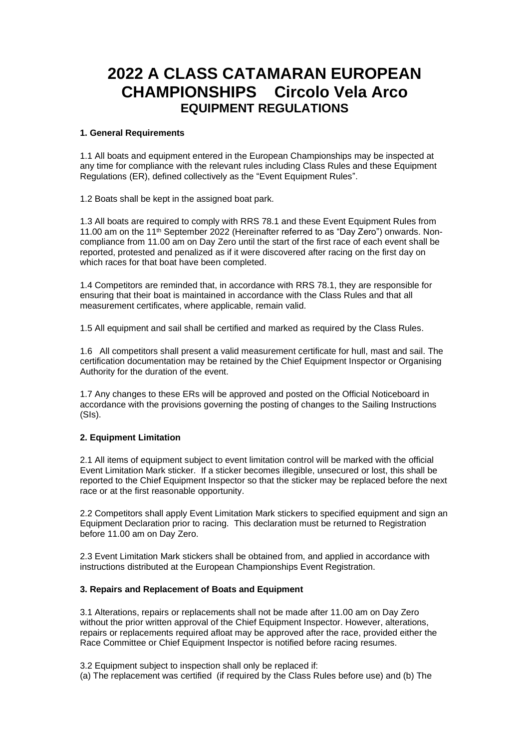# 2022 A CLASS CATAMARAN EUROPEAN CHAMPIONSHIPS Circolo Vela Arco
## EQUIPMENT REGULATIONS

**1. General Requirements**

1.1 All boats and equipment entered in the European Championships may be inspected at any time for compliance with the relevant rules including Class Rules and these Equipment Regulations (ER), defined collectively as the "Event Equipment Rules".

1.2 Boats shall be kept in the assigned boat park.

1.3 All boats are required to comply with RRS 78.1 and these Event Equipment Rules from 11.00 am on the 11th September 2022 (Hereinafter referred to as "Day Zero") onwards. Non-compliance from 11.00 am on Day Zero until the start of the first race of each event shall be reported, protested and penalized as if it were discovered after racing on the first day on which races for that boat have been completed.

1.4 Competitors are reminded that, in accordance with RRS 78.1, they are responsible for ensuring that their boat is maintained in accordance with the Class Rules and that all measurement certificates, where applicable, remain valid.

1.5 All equipment and sail shall be certified and marked as required by the Class Rules.

1.6 All competitors shall present a valid measurement certificate for hull, mast and sail. The certification documentation may be retained by the Chief Equipment Inspector or Organising Authority for the duration of the event.

1.7 Any changes to these ERs will be approved and posted on the Official Noticeboard in accordance with the provisions governing the posting of changes to the Sailing Instructions (SIs).

**2. Equipment Limitation**

2.1 All items of equipment subject to event limitation control will be marked with the official Event Limitation Mark sticker. If a sticker becomes illegible, unsecured or lost, this shall be reported to the Chief Equipment Inspector so that the sticker may be replaced before the next race or at the first reasonable opportunity.

2.2 Competitors shall apply Event Limitation Mark stickers to specified equipment and sign an Equipment Declaration prior to racing. This declaration must be returned to Registration before 11.00 am on Day Zero.

2.3 Event Limitation Mark stickers shall be obtained from, and applied in accordance with instructions distributed at the European Championships Event Registration.

**3. Repairs and Replacement of Boats and Equipment**

3.1 Alterations, repairs or replacements shall not be made after 11.00 am on Day Zero without the prior written approval of the Chief Equipment Inspector. However, alterations, repairs or replacements required afloat may be approved after the race, provided either the Race Committee or Chief Equipment Inspector is notified before racing resumes.

3.2 Equipment subject to inspection shall only be replaced if:
(a) The replacement was certified (if required by the Class Rules before use) and (b) The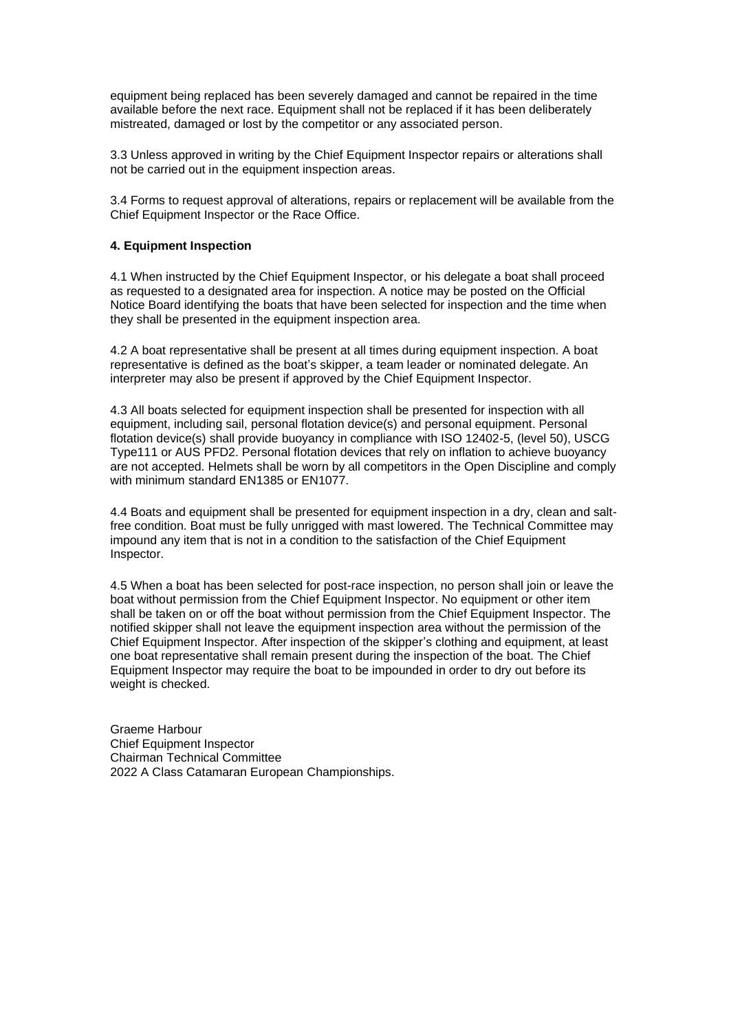equipment being replaced has been severely damaged and cannot be repaired in the time available before the next race. Equipment shall not be replaced if it has been deliberately mistreated, damaged or lost by the competitor or any associated person.

3.3 Unless approved in writing by the Chief Equipment Inspector repairs or alterations shall not be carried out in the equipment inspection areas.

3.4 Forms to request approval of alterations, repairs or replacement will be available from the Chief Equipment Inspector or the Race Office.

**4. Equipment Inspection**

4.1 When instructed by the Chief Equipment Inspector, or his delegate a boat shall proceed as requested to a designated area for inspection. A notice may be posted on the Official Notice Board identifying the boats that have been selected for inspection and the time when they shall be presented in the equipment inspection area.

4.2 A boat representative shall be present at all times during equipment inspection. A boat representative is defined as the boat's skipper, a team leader or nominated delegate. An interpreter may also be present if approved by the Chief Equipment Inspector.

4.3 All boats selected for equipment inspection shall be presented for inspection with all equipment, including sail, personal flotation device(s) and personal equipment. Personal flotation device(s) shall provide buoyancy in compliance with ISO 12402-5, (level 50), USCG Type111 or AUS PFD2. Personal flotation devices that rely on inflation to achieve buoyancy are not accepted. Helmets shall be worn by all competitors in the Open Discipline and comply with minimum standard EN1385 or EN1077.

4.4 Boats and equipment shall be presented for equipment inspection in a dry, clean and salt-free condition. Boat must be fully unrigged with mast lowered. The Technical Committee may impound any item that is not in a condition to the satisfaction of the Chief Equipment Inspector.

4.5 When a boat has been selected for post-race inspection, no person shall join or leave the boat without permission from the Chief Equipment Inspector. No equipment or other item shall be taken on or off the boat without permission from the Chief Equipment Inspector. The notified skipper shall not leave the equipment inspection area without the permission of the Chief Equipment Inspector. After inspection of the skipper's clothing and equipment, at least one boat representative shall remain present during the inspection of the boat. The Chief Equipment Inspector may require the boat to be impounded in order to dry out before its weight is checked.

Graeme Harbour
Chief Equipment Inspector
Chairman Technical Committee
2022 A Class Catamaran European Championships.